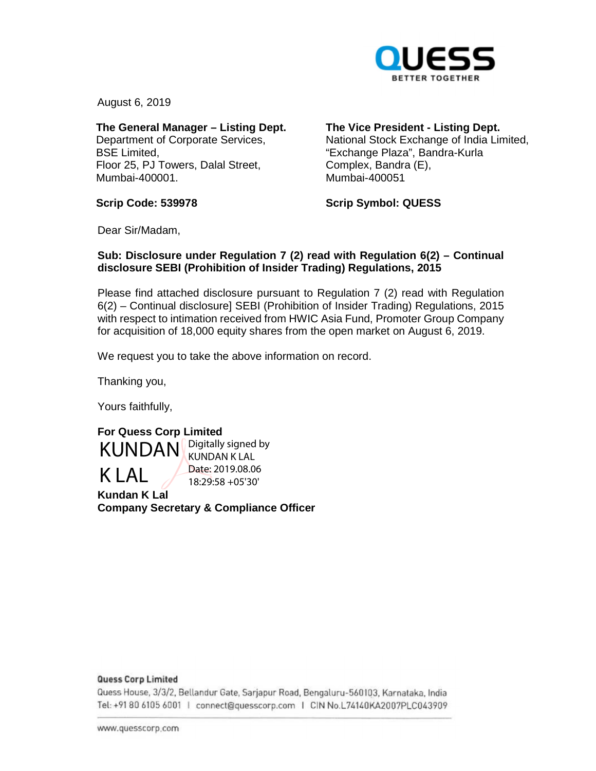August 6, 2019

**The General Manager – Listing Dept.**
Department of Corporate Services,
BSE Limited,
Floor 25, PJ Towers, Dalal Street,
Mumbai-400001.

**Scrip Code: 539978**

**The Vice President - Listing Dept.**
National Stock Exchange of India Limited,
"Exchange Plaza", Bandra-Kurla
Complex, Bandra (E),
Mumbai-400051

**Scrip Symbol: QUESS**

Dear Sir/Madam,

**Sub: Disclosure under Regulation 7 (2) read with Regulation 6(2) – Continual disclosure SEBI (Prohibition of Insider Trading) Regulations, 2015**

Please find attached disclosure pursuant to Regulation 7 (2) read with Regulation 6(2) – Continual disclosure] SEBI (Prohibition of Insider Trading) Regulations, 2015 with respect to intimation received from HWIC Asia Fund, Promoter Group Company for acquisition of 18,000 equity shares from the open market on August 6, 2019.

We request you to take the above information on record.

Thanking you,

Yours faithfully,

**For Quess Corp Limited**

KUNDAN K LAL
Digitally signed by KUNDAN K LAL
Date: 2019.08.06 18:29:58 +05'30'

**Kundan K Lal**
**Company Secretary & Compliance Officer**

**Quess Corp Limited**
Quess House, 3/3/2, Bellandur Gate, Sarjapur Road, Bengaluru-560103, Karnataka, India
Tel: +91 80 6105 6001 | connect@quesscorp.com | CIN No.L74140KA2007PLC043909

www.quesscorp.com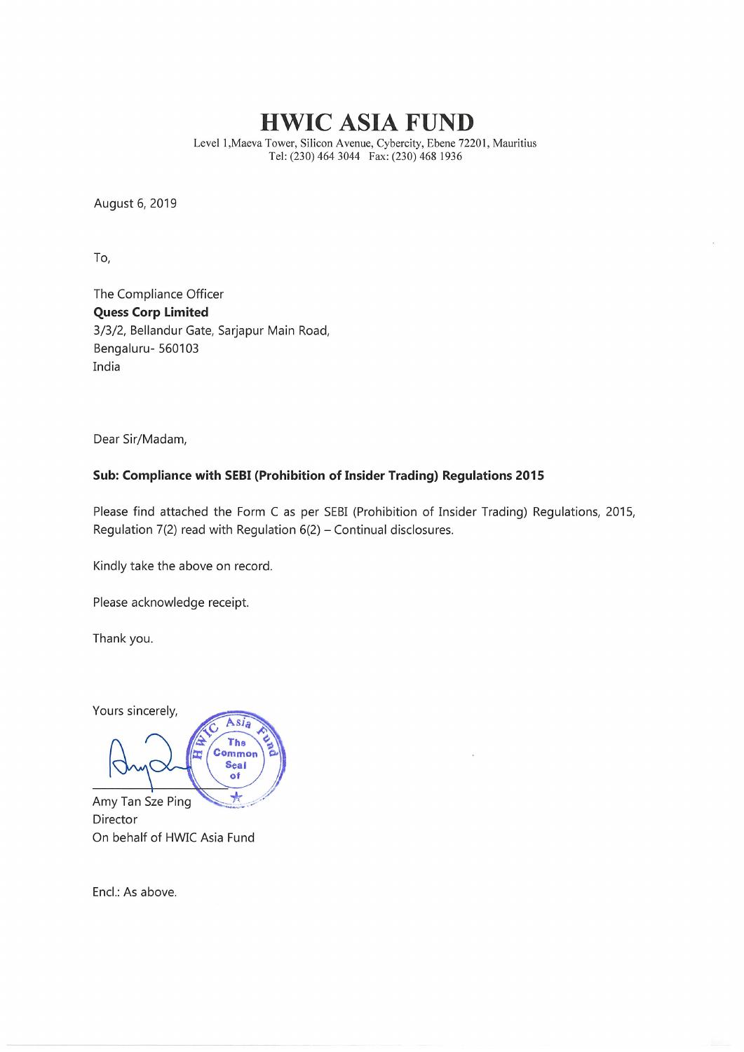# HWIC ASIA FUND

Level 1,Maeva Tower, Silicon Avenue, Cybercity, Ebene 72201, Mauritius
Tel: (230) 464 3044   Fax: (230) 468 1936

August 6, 2019

To,

The Compliance Officer
**Quess Corp Limited**
3/3/2, Bellandur Gate, Sarjapur Main Road,
Bengaluru- 560103
India

Dear Sir/Madam,

**Sub: Compliance with SEBI (Prohibition of Insider Trading) Regulations 2015**

Please find attached the Form C as per SEBI (Prohibition of Insider Trading) Regulations, 2015, Regulation 7(2) read with Regulation 6(2) – Continual disclosures.

Kindly take the above on record.

Please acknowledge receipt.

Thank you.

Yours sincerely,

Amy Tan Sze Ping
Director
On behalf of HWIC Asia Fund

Encl.: As above.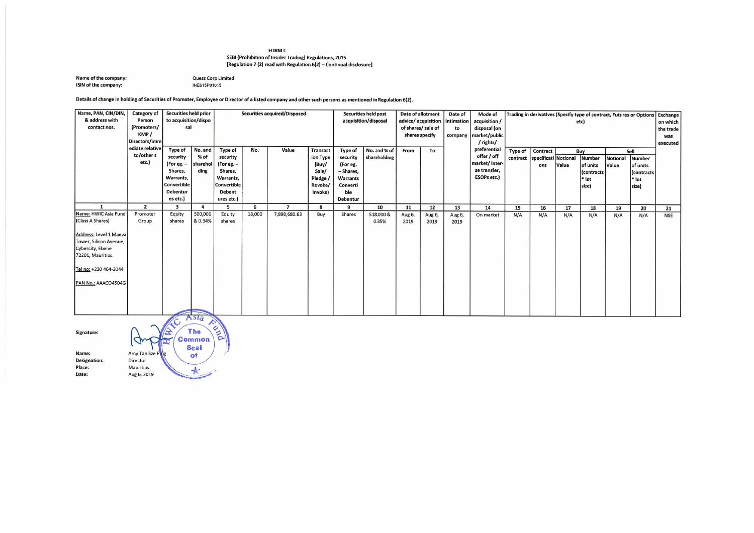**FORM C**
**SEBI (Prohibition of Insider Trading) Regulations, 2015**
**[Regulation 7 (2) read with Regulation 6(2) – Continual disclosure]**

**Name of the company:** Quess Corp Limited
**ISIN of the company:** INE615P01015

**Details of change in holding of Securities of Promoter, Employee or Director of a listed company and other such persons as mentioned in Regulation 6(2).**

| Name, PAN, CIN/DIN, & address with contact nos. | Category of Person (Promoters/ KMP / Directors/immediate relative to/others etc.) | Securities held prior to acquisition/disposal | | Securities acquired/Disposed | | | | Securities held post acquisition/disposal | | Date of allotment advice/ acquisition of shares/ sale of shares specify | | Date of intimation to company | Mode of acquisition / disposal (on market/public / rights/ preferential offer / off market/ Inter-se transfer, ESOPs etc.) | Trading in derivatives (Specify type of contract, Futures or Options etc) | | | | | | Exchange on which the trade was executed |
|---|---|---|---|---|---|---|---|---|---|---|---|---|---|---|---|---|---|---|---|---|
| | | Type of security (For eg. – Shares, Warrants, Convertible Debentures etc.) | No. and % of shareholding | Type of security (For eg. – Shares, Warrants, Convertible Debentures etc.) | No. | Value | Transaction Type (Buy/ Sale/ Pledge / Revoke/ Invoke) | Type of security (For eg. – Shares, Warrants Convertible Debentur | No. and % of shareholding | From | To | | | Type of contract | Contract specifications | Buy | | Sell | | |
| | | | | | | | | | | | | | | | | Notional Value | Number of units (contracts * lot size) | Notional Value | Number of units (contracts * lot size) | |
| 1 | 2 | 3 | 4 | 5 | 6 | 7 | 8 | 9 | 10 | 11 | 12 | 13 | 14 | 15 | 16 | 17 | 18 | 19 | 20 | 21 |
| Name: HWIC Asia Fund (Class A Shares)<br><br>Address: Level 1 Maeva Tower, Silicon Avenue, Cybercity, Ebene 72201, Mauritius.<br><br>Tel no: +230 464-3044<br><br>PAN No.: AAACO4504G | Promoter Group | Equity shares | 500,000 & 0.34% | Equity shares | 18,000 | 7,898,680.63 | Buy | Shares | 518,000 & 0.35% | Aug 6, 2019 | Aug 6, 2019 | Aug 6, 2019 | On market | N/A | N/A | N/A | N/A | N/A | N/A | NSE |

**Signature:**

**Name:** Amy Tan Sze Ping
**Designation:** Director
**Place:** Mauritius
**Date:** Aug 6, 2019

HWIC Asia Fund
The Common Seal of